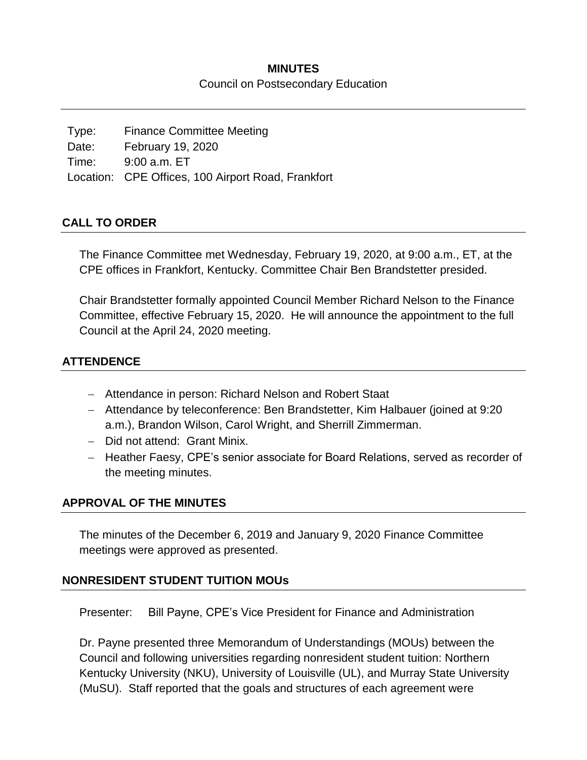# MINUTES

Council on Postsecondary Education

| | |
|---|---|
| Type: | Finance Committee Meeting |
| Date: | February 19, 2020 |
| Time: | 9:00 a.m. ET |
| Location: | CPE Offices, 100 Airport Road, Frankfort |

## CALL TO ORDER

The Finance Committee met Wednesday, February 19, 2020, at 9:00 a.m., ET, at the CPE offices in Frankfort, Kentucky. Committee Chair Ben Brandstetter presided.

Chair Brandstetter formally appointed Council Member Richard Nelson to the Finance Committee, effective February 15, 2020. He will announce the appointment to the full Council at the April 24, 2020 meeting.

## ATTENDENCE

- Attendance in person: Richard Nelson and Robert Staat
- Attendance by teleconference: Ben Brandstetter, Kim Halbauer (joined at 9:20 a.m.), Brandon Wilson, Carol Wright, and Sherrill Zimmerman.
- Did not attend: Grant Minix.
- Heather Faesy, CPE's senior associate for Board Relations, served as recorder of the meeting minutes.

## APPROVAL OF THE MINUTES

The minutes of the December 6, 2019 and January 9, 2020 Finance Committee meetings were approved as presented.

## NONRESIDENT STUDENT TUITION MOUs

Presenter: Bill Payne, CPE's Vice President for Finance and Administration

Dr. Payne presented three Memorandum of Understandings (MOUs) between the Council and following universities regarding nonresident student tuition: Northern Kentucky University (NKU), University of Louisville (UL), and Murray State University (MuSU). Staff reported that the goals and structures of each agreement were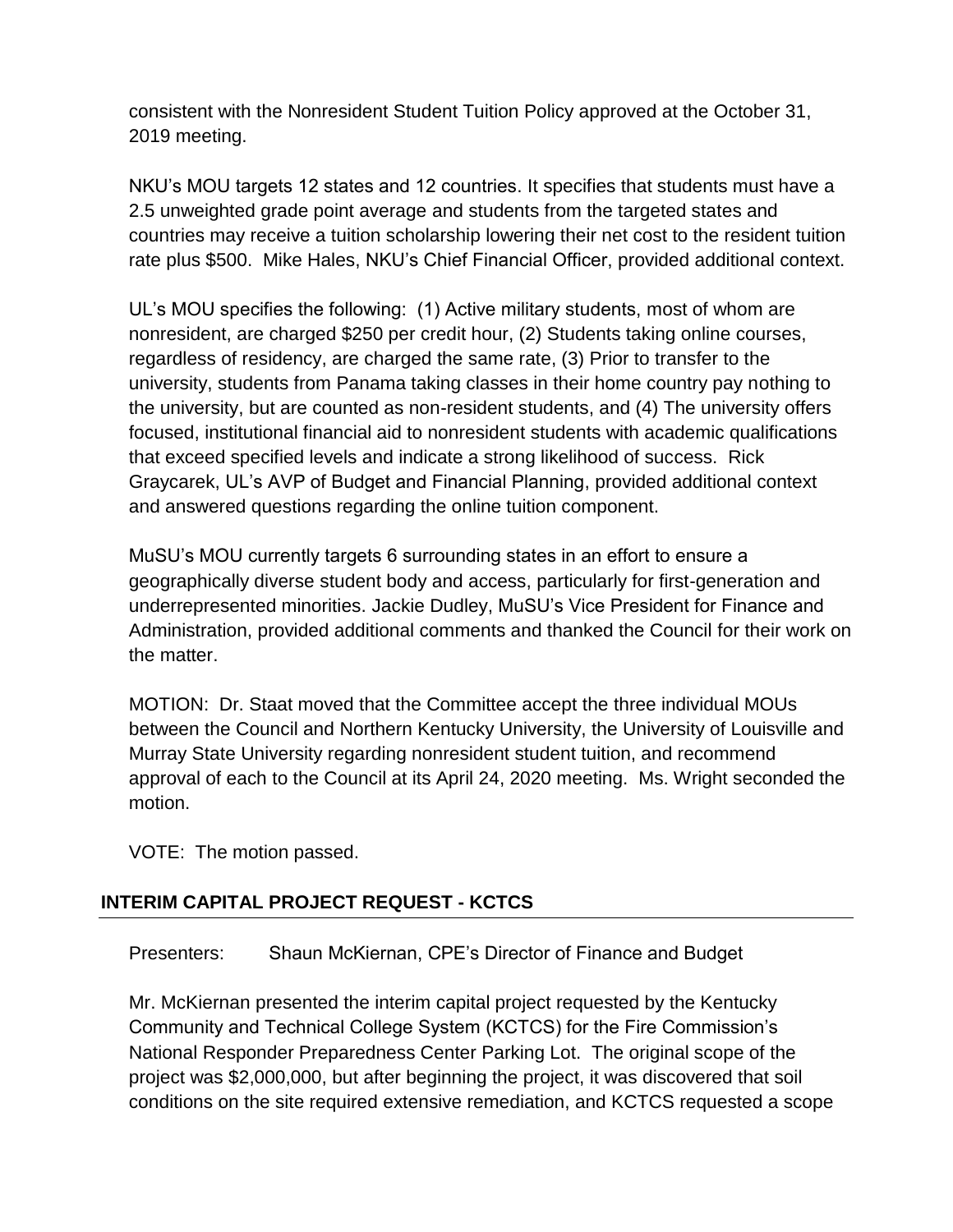consistent with the Nonresident Student Tuition Policy approved at the October 31, 2019 meeting.

NKU's MOU targets 12 states and 12 countries. It specifies that students must have a 2.5 unweighted grade point average and students from the targeted states and countries may receive a tuition scholarship lowering their net cost to the resident tuition rate plus $500. Mike Hales, NKU's Chief Financial Officer, provided additional context.

UL's MOU specifies the following: (1) Active military students, most of whom are nonresident, are charged $250 per credit hour, (2) Students taking online courses, regardless of residency, are charged the same rate, (3) Prior to transfer to the university, students from Panama taking classes in their home country pay nothing to the university, but are counted as non-resident students, and (4) The university offers focused, institutional financial aid to nonresident students with academic qualifications that exceed specified levels and indicate a strong likelihood of success. Rick Graycarek, UL's AVP of Budget and Financial Planning, provided additional context and answered questions regarding the online tuition component.

MuSU's MOU currently targets 6 surrounding states in an effort to ensure a geographically diverse student body and access, particularly for first-generation and underrepresented minorities. Jackie Dudley, MuSU's Vice President for Finance and Administration, provided additional comments and thanked the Council for their work on the matter.

MOTION: Dr. Staat moved that the Committee accept the three individual MOUs between the Council and Northern Kentucky University, the University of Louisville and Murray State University regarding nonresident student tuition, and recommend approval of each to the Council at its April 24, 2020 meeting. Ms. Wright seconded the motion.

VOTE: The motion passed.

## INTERIM CAPITAL PROJECT REQUEST - KCTCS

Presenters: Shaun McKiernan, CPE's Director of Finance and Budget

Mr. McKiernan presented the interim capital project requested by the Kentucky Community and Technical College System (KCTCS) for the Fire Commission's National Responder Preparedness Center Parking Lot. The original scope of the project was $2,000,000, but after beginning the project, it was discovered that soil conditions on the site required extensive remediation, and KCTCS requested a scope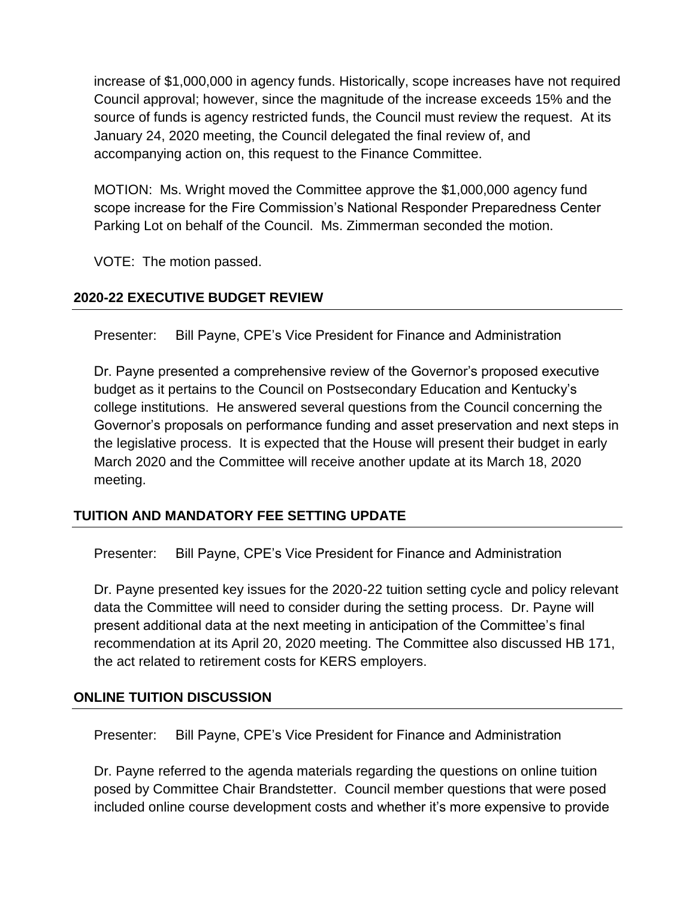increase of $1,000,000 in agency funds. Historically, scope increases have not required Council approval; however, since the magnitude of the increase exceeds 15% and the source of funds is agency restricted funds, the Council must review the request. At its January 24, 2020 meeting, the Council delegated the final review of, and accompanying action on, this request to the Finance Committee.

MOTION: Ms. Wright moved the Committee approve the $1,000,000 agency fund scope increase for the Fire Commission's National Responder Preparedness Center Parking Lot on behalf of the Council. Ms. Zimmerman seconded the motion.

VOTE: The motion passed.

## 2020-22 EXECUTIVE BUDGET REVIEW

Presenter: Bill Payne, CPE's Vice President for Finance and Administration

Dr. Payne presented a comprehensive review of the Governor's proposed executive budget as it pertains to the Council on Postsecondary Education and Kentucky's college institutions. He answered several questions from the Council concerning the Governor's proposals on performance funding and asset preservation and next steps in the legislative process. It is expected that the House will present their budget in early March 2020 and the Committee will receive another update at its March 18, 2020 meeting.

## TUITION AND MANDATORY FEE SETTING UPDATE

Presenter: Bill Payne, CPE's Vice President for Finance and Administration

Dr. Payne presented key issues for the 2020-22 tuition setting cycle and policy relevant data the Committee will need to consider during the setting process. Dr. Payne will present additional data at the next meeting in anticipation of the Committee's final recommendation at its April 20, 2020 meeting. The Committee also discussed HB 171, the act related to retirement costs for KERS employers.

## ONLINE TUITION DISCUSSION

Presenter: Bill Payne, CPE's Vice President for Finance and Administration

Dr. Payne referred to the agenda materials regarding the questions on online tuition posed by Committee Chair Brandstetter. Council member questions that were posed included online course development costs and whether it's more expensive to provide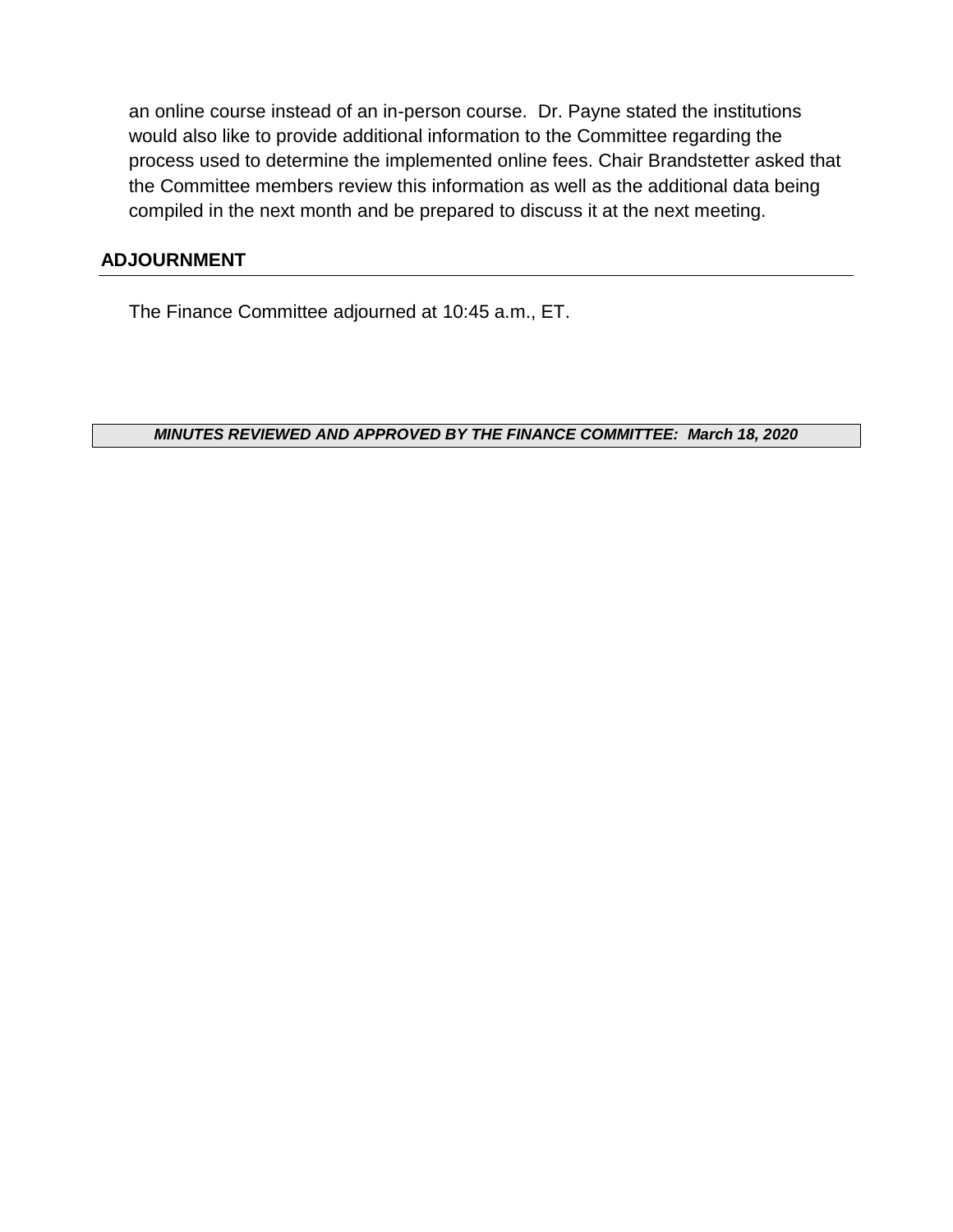an online course instead of an in-person course. Dr. Payne stated the institutions would also like to provide additional information to the Committee regarding the process used to determine the implemented online fees. Chair Brandstetter asked that the Committee members review this information as well as the additional data being compiled in the next month and be prepared to discuss it at the next meeting.

## ADJOURNMENT

The Finance Committee adjourned at 10:45 a.m., ET.

***MINUTES REVIEWED AND APPROVED BY THE FINANCE COMMITTEE: March 18, 2020***